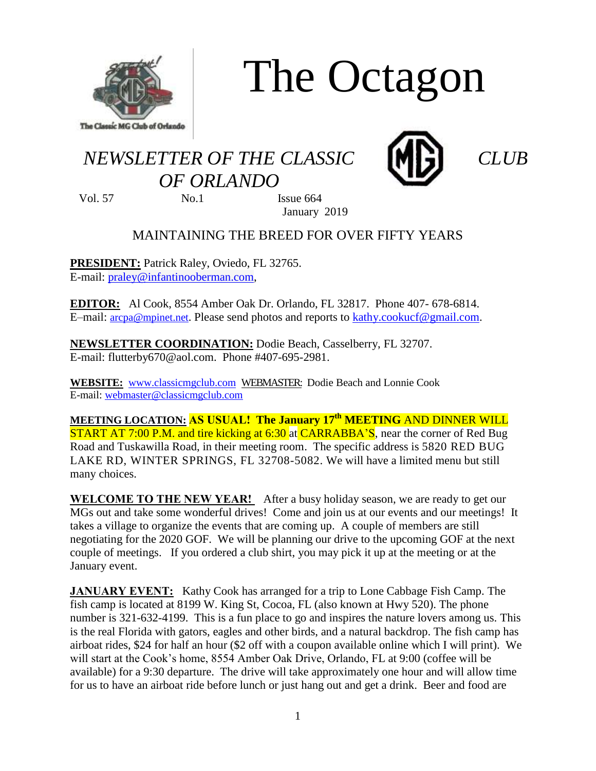# The Octagon

*NEWSLETTER OF THE CLASSIC MG CLUB OF ORLANDO*

Vol. 57 No.1 Issue 664
January 2019

MAINTAINING THE BREED FOR OVER FIFTY YEARS

**PRESIDENT:** Patrick Raley, Oviedo, FL 32765.
E-mail: praley@infantinooberman.com,

**EDITOR:** Al Cook, 8554 Amber Oak Dr. Orlando, FL 32817. Phone 407- 678-6814.
E–mail: arcpa@mpinet.net. Please send photos and reports to kathy.cookucf@gmail.com.

**NEWSLETTER COORDINATION:** Dodie Beach, Casselberry, FL 32707.
E-mail: flutterby670@aol.com. Phone #407-695-2981.

**WEBSITE:** www.classicmgclub.com WEBMASTER: Dodie Beach and Lonnie Cook
E-mail: webmaster@classicmgclub.com

**MEETING LOCATION:** **AS USUAL! The January 17th MEETING** AND DINNER WILL START AT 7:00 P.M. and tire kicking at 6:30 at CARRABBA'S, near the corner of Red Bug Road and Tuskawilla Road, in their meeting room. The specific address is 5820 RED BUG LAKE RD, WINTER SPRINGS, FL 32708-5082. We will have a limited menu but still many choices.

**WELCOME TO THE NEW YEAR!** After a busy holiday season, we are ready to get our MGs out and take some wonderful drives! Come and join us at our events and our meetings! It takes a village to organize the events that are coming up. A couple of members are still negotiating for the 2020 GOF. We will be planning our drive to the upcoming GOF at the next couple of meetings. If you ordered a club shirt, you may pick it up at the meeting or at the January event.

**JANUARY EVENT:** Kathy Cook has arranged for a trip to Lone Cabbage Fish Camp. The fish camp is located at 8199 W. King St, Cocoa, FL (also known at Hwy 520). The phone number is 321-632-4199. This is a fun place to go and inspires the nature lovers among us. This is the real Florida with gators, eagles and other birds, and a natural backdrop. The fish camp has airboat rides, $24 for half an hour ($2 off with a coupon available online which I will print). We will start at the Cook's home, 8554 Amber Oak Drive, Orlando, FL at 9:00 (coffee will be available) for a 9:30 departure. The drive will take approximately one hour and will allow time for us to have an airboat ride before lunch or just hang out and get a drink. Beer and food are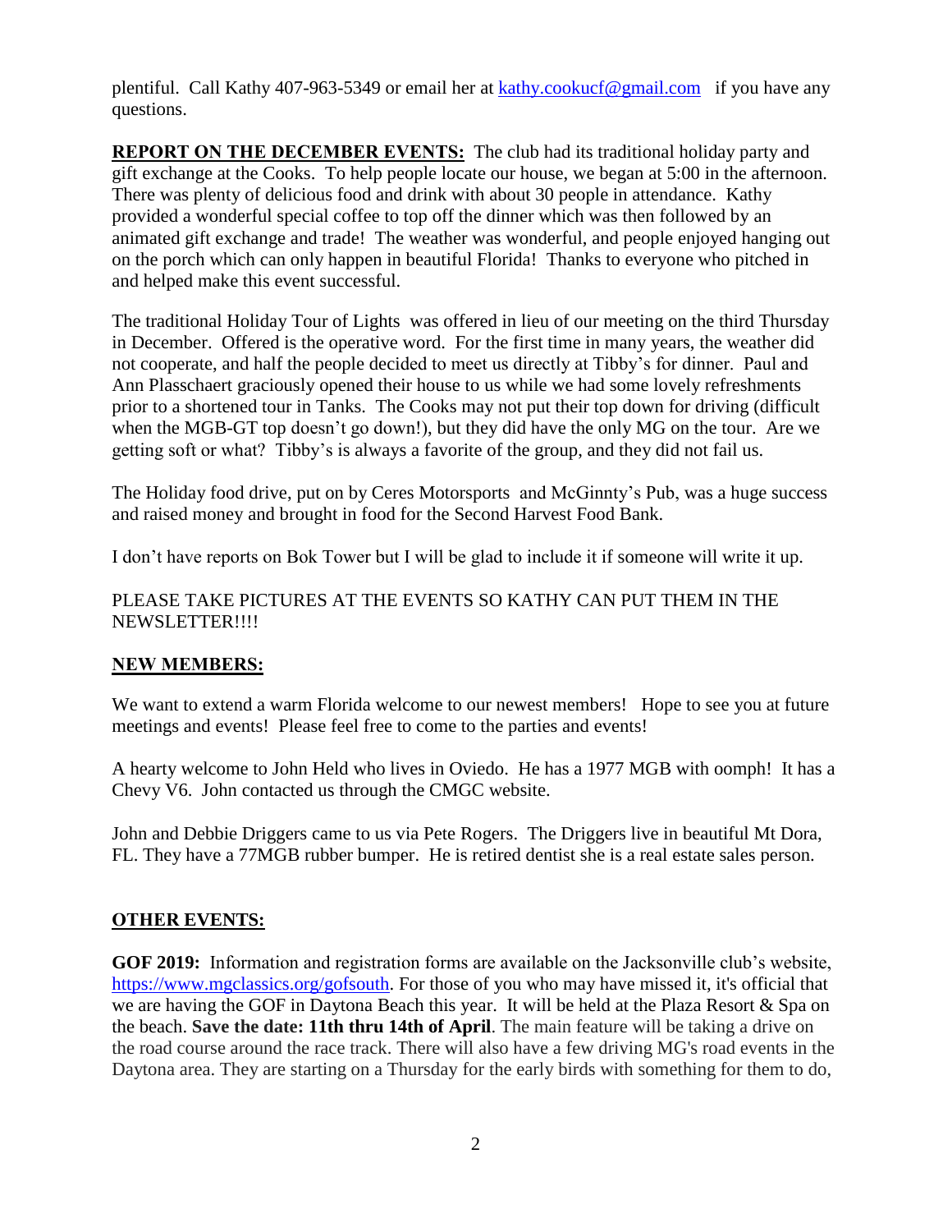plentiful. Call Kathy 407-963-5349 or email her at [kathy.cookucf@gmail.com](mailto:kathy.cookucf@gmail.com) if you have any questions.

**REPORT ON THE DECEMBER EVENTS:** The club had its traditional holiday party and gift exchange at the Cooks. To help people locate our house, we began at 5:00 in the afternoon. There was plenty of delicious food and drink with about 30 people in attendance. Kathy provided a wonderful special coffee to top off the dinner which was then followed by an animated gift exchange and trade! The weather was wonderful, and people enjoyed hanging out on the porch which can only happen in beautiful Florida! Thanks to everyone who pitched in and helped make this event successful.

The traditional Holiday Tour of Lights was offered in lieu of our meeting on the third Thursday in December. Offered is the operative word. For the first time in many years, the weather did not cooperate, and half the people decided to meet us directly at Tibby's for dinner. Paul and Ann Plasschaert graciously opened their house to us while we had some lovely refreshments prior to a shortened tour in Tanks. The Cooks may not put their top down for driving (difficult when the MGB-GT top doesn't go down!), but they did have the only MG on the tour. Are we getting soft or what? Tibby's is always a favorite of the group, and they did not fail us.

The Holiday food drive, put on by Ceres Motorsports and McGinnty's Pub, was a huge success and raised money and brought in food for the Second Harvest Food Bank.

I don't have reports on Bok Tower but I will be glad to include it if someone will write it up.

PLEASE TAKE PICTURES AT THE EVENTS SO KATHY CAN PUT THEM IN THE NEWSLETTER!!!!

**NEW MEMBERS:**

We want to extend a warm Florida welcome to our newest members! Hope to see you at future meetings and events! Please feel free to come to the parties and events!

A hearty welcome to John Held who lives in Oviedo. He has a 1977 MGB with oomph! It has a Chevy V6. John contacted us through the CMGC website.

John and Debbie Driggers came to us via Pete Rogers. The Driggers live in beautiful Mt Dora, FL. They have a 77MGB rubber bumper. He is retired dentist she is a real estate sales person.

**OTHER EVENTS:**

**GOF 2019:** Information and registration forms are available on the Jacksonville club's website, [https://www.mgclassics.org/gofsouth](https://www.mgclassics.org/gofsouth). For those of you who may have missed it, it's official that we are having the GOF in Daytona Beach this year. It will be held at the Plaza Resort & Spa on the beach. **Save the date: 11th thru 14th of April**. The main feature will be taking a drive on the road course around the race track. There will also have a few driving MG's road events in the Daytona area. They are starting on a Thursday for the early birds with something for them to do,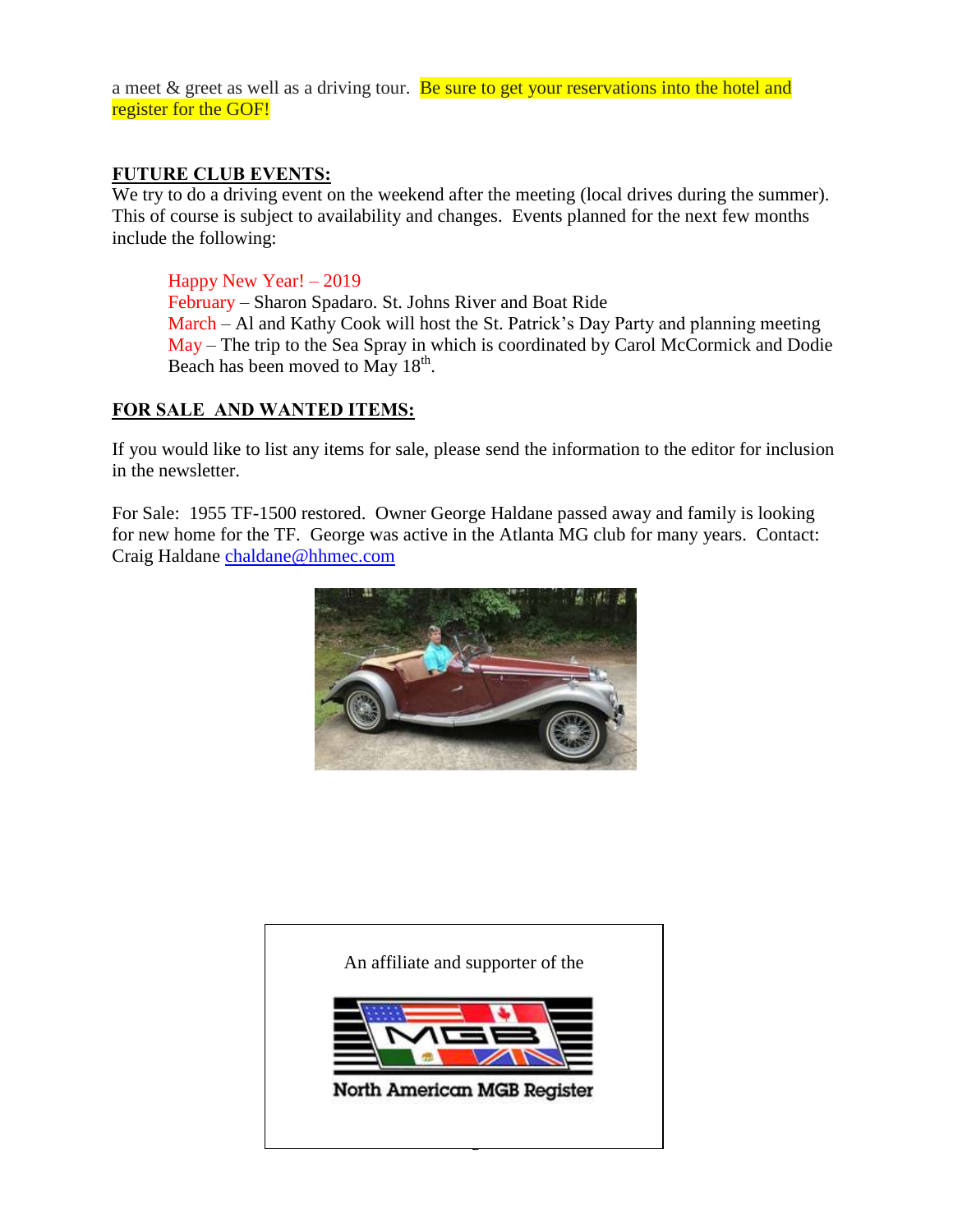a meet & greet as well as a driving tour. Be sure to get your reservations into the hotel and register for the GOF!

**FUTURE CLUB EVENTS:**

We try to do a driving event on the weekend after the meeting (local drives during the summer). This of course is subject to availability and changes. Events planned for the next few months include the following:

Happy New Year! – 2019
February – Sharon Spadaro. St. Johns River and Boat Ride
March – Al and Kathy Cook will host the St. Patrick's Day Party and planning meeting
May – The trip to the Sea Spray in which is coordinated by Carol McCormick and Dodie Beach has been moved to May 18th.

**FOR SALE AND WANTED ITEMS:**

If you would like to list any items for sale, please send the information to the editor for inclusion in the newsletter.

For Sale: 1955 TF-1500 restored. Owner George Haldane passed away and family is looking for new home for the TF. George was active in the Atlanta MG club for many years. Contact: Craig Haldane chaldane@hhmec.com

An affiliate and supporter of the

North American MGB Register